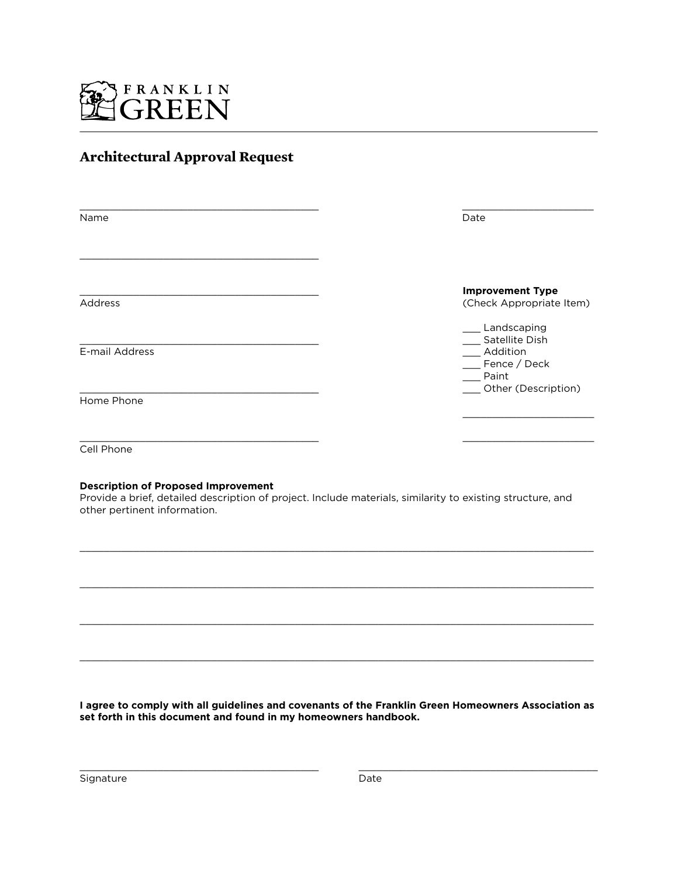FRANKLIN GREEN

# Architectual Approval Request

______________________________________ 
Name

______________________
Date

______________________________________

______________________________________
Address

______________________________________
E-mail Address

______________________________________
Home Phone

______________________________________
Cell Phone

**Improvement Type**
(Check Appropriate Item)

___ Landscaping
___ Satellite Dish
___ Addition
___ Fence / Deck
___ Paint
___ Other (Description)

______________________

______________________

**Description of Proposed Improvement**
Provide a brief, detailed description of project. Include materials, similarity to existing structure, and other pertinent information.

______________________________________________________________________________

______________________________________________________________________________

______________________________________________________________________________

______________________________________________________________________________

**I agree to comply with all guidelines and covenants of the Franklin Green Homeowners Association as set forth in this document and found in my homeowners handbook.**

______________________________________
Signature

______________________________________
Date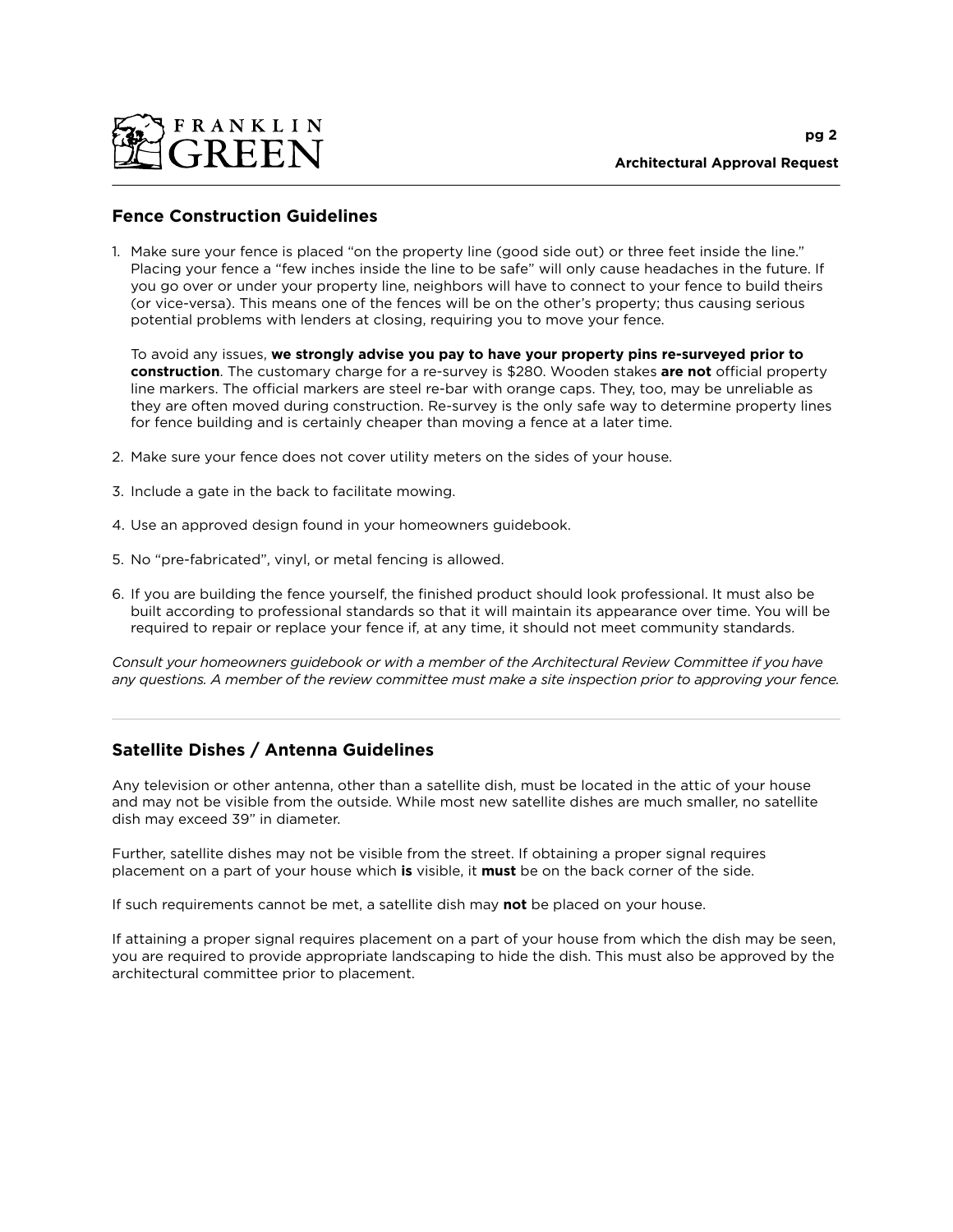## Fence Construction Guidelines

1. Make sure your fence is placed "on the property line (good side out) or three feet inside the line." Placing your fence a "few inches inside the line to be safe" will only cause headaches in the future. If you go over or under your property line, neighbors will have to connect to your fence to build theirs (or vice-versa). This means one of the fences will be on the other's property; thus causing serious potential problems with lenders at closing, requiring you to move your fence.

   To avoid any issues, **we strongly advise you pay to have your property pins re-surveyed prior to construction**. The customary charge for a re-survey is $280. Wooden stakes **are not** official property line markers. The official markers are steel re-bar with orange caps. They, too, may be unreliable as they are often moved during construction. Re-survey is the only safe way to determine property lines for fence building and is certainly cheaper than moving a fence at a later time.

2. Make sure your fence does not cover utility meters on the sides of your house.

3. Include a gate in the back to facilitate mowing.

4. Use an approved design found in your homeowners guidebook.

5. No "pre-fabricated", vinyl, or metal fencing is allowed.

6. If you are building the fence yourself, the finished product should look professional. It must also be built according to professional standards so that it will maintain its appearance over time. You will be required to repair or replace your fence if, at any time, it should not meet community standards.

*Consult your homeowners guidebook or with a member of the Architectural Review Committee if you have any questions. A member of the review committee must make a site inspection prior to approving your fence.*

---

## Satellite Dishes / Antenna Guidelines

Any television or other antenna, other than a satellite dish, must be located in the attic of your house and may not be visible from the outside. While most new satellite dishes are much smaller, no satellite dish may exceed 39" in diameter.

Further, satellite dishes may not be visible from the street. If obtaining a proper signal requires placement on a part of your house which **is** visible, it **must** be on the back corner of the side.

If such requirements cannot be met, a satellite dish may **not** be placed on your house.

If attaining a proper signal requires placement on a part of your house from which the dish may be seen, you are required to provide appropriate landscaping to hide the dish. This must also be approved by the architectural committee prior to placement.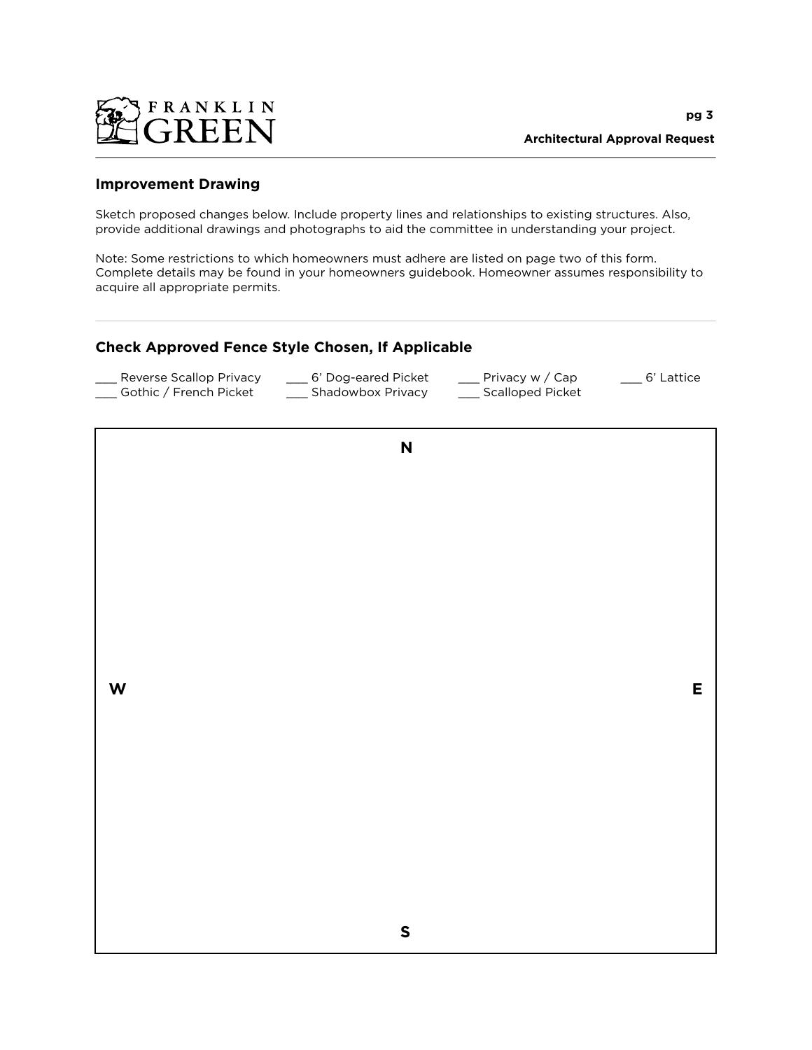FRANKLIN GREEN

**Architectural Approval Request**

## Improvement Drawing

Sketch proposed changes below. Include property lines and relationships to existing structures. Also, provide additional drawings and photographs to aid the committee in understanding your project.

Note: Some restrictions to which homeowners must adhere are listed on page two of this form. Complete details may be found in your homeowners guidebook. Homeowner assumes responsibility to acquire all appropriate permits.

## Check Approved Fence Style Chosen, If Applicable

___ Reverse Scallop Privacy ___ 6' Dog-eared Picket ___ Privacy w / Cap ___ 6' Lattice
___ Gothic / French Picket ___ Shadowbox Privacy ___ Scalloped Picket

N

W

E

S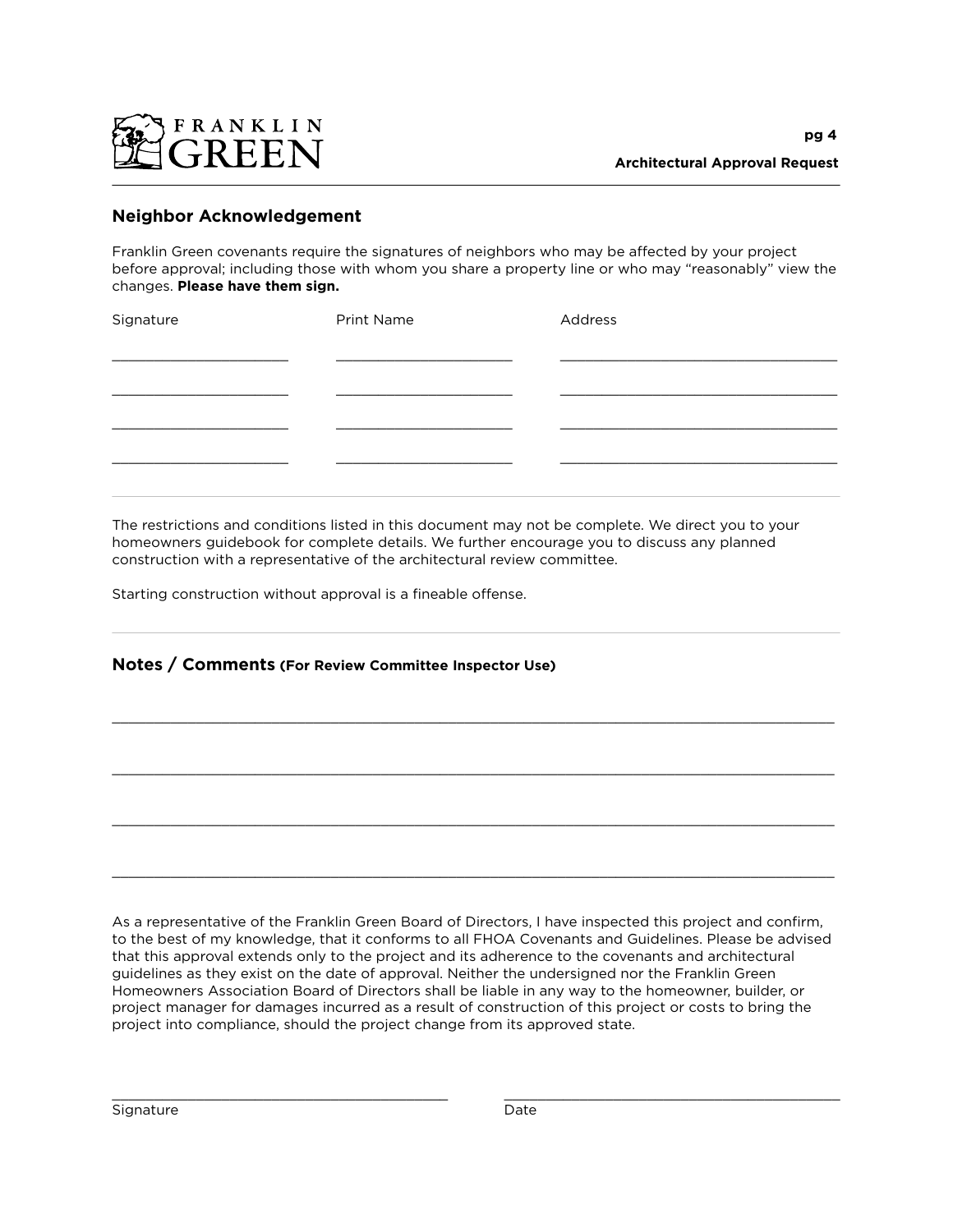## Neighbor Acknowledgement

Franklin Green covenants require the signatures of neighbors who may be affected by your project before approval; including those with whom you share a property line or who may "reasonably" view the changes. **Please have them sign.**

| Signature | Print Name | Address |
| --- | --- | --- |
| ____________________ | ____________________ | ______________________________ |
| ____________________ | ____________________ | ______________________________ |
| ____________________ | ____________________ | ______________________________ |
| ____________________ | ____________________ | ______________________________ |

---

The restrictions and conditions listed in this document may not be complete. We direct you to your homeowners guidebook for complete details. We further encourage you to discuss any planned construction with a representative of the architectural review committee.

Starting construction without approval is a fineable offense.

---

## Notes / Comments **(For Review Committee Inspector Use)**

________________________________________________________________________________

________________________________________________________________________________

________________________________________________________________________________

________________________________________________________________________________

As a representative of the Franklin Green Board of Directors, I have inspected this project and confirm, to the best of my knowledge, that it conforms to all FHOA Covenants and Guidelines. Please be advised that this approval extends only to the project and its adherence to the covenants and architectural guidelines as they exist on the date of approval. Neither the undersigned nor the Franklin Green Homeowners Association Board of Directors shall be liable in any way to the homeowner, builder, or project manager for damages incurred as a result of construction of this project or costs to bring the project into compliance, should the project change from its approved state.

______________________________________ ______________________________________

Signature Date